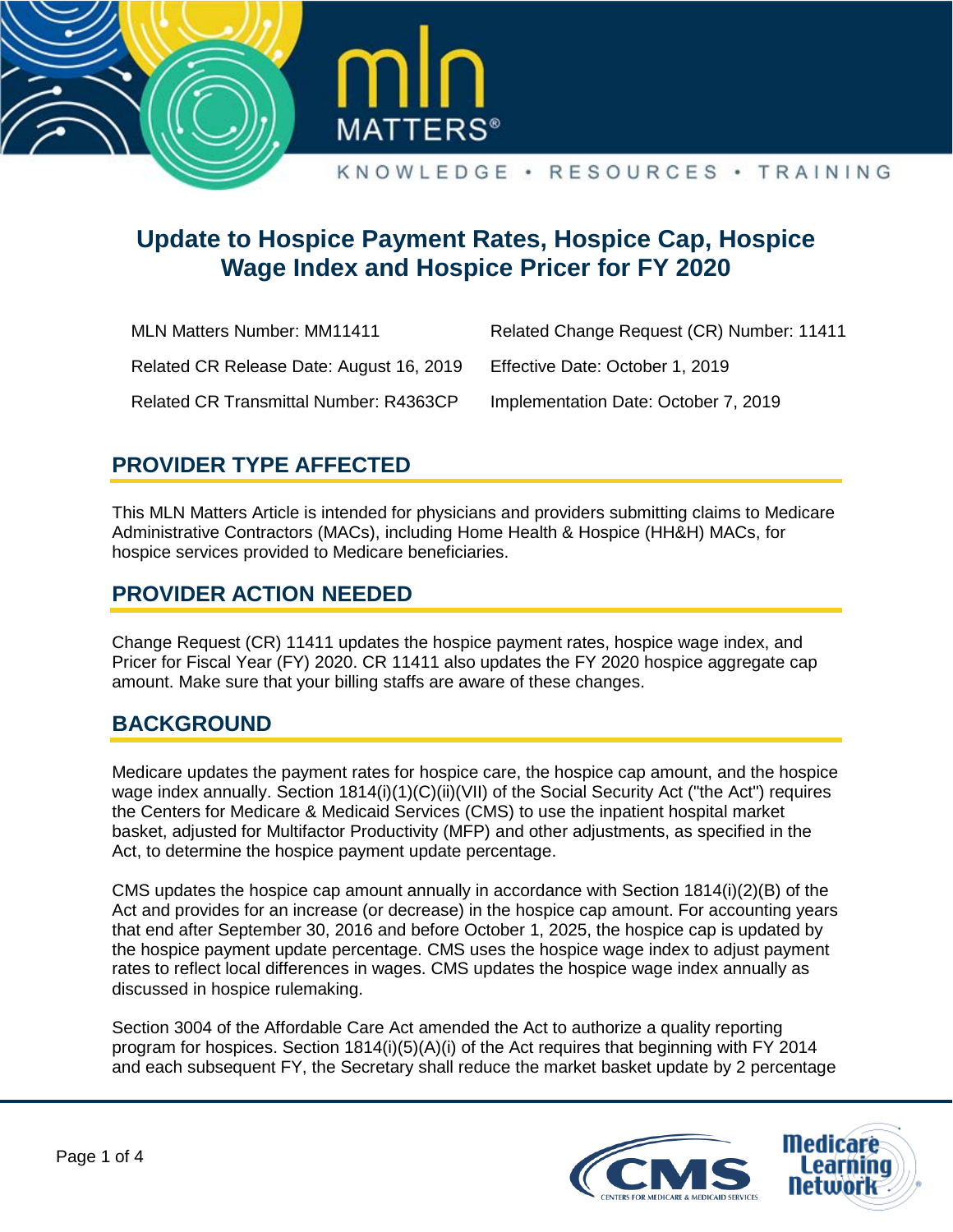# Update to Hospice Payment Rates, Hospice Cap, Hospice Wage Index and Hospice Pricer for FY 2020

| | |
|---|---|
| MLN Matters Number: MM11411 | Related Change Request (CR) Number: 11411 |
| Related CR Release Date: August 16, 2019 | Effective Date: October 1, 2019 |
| Related CR Transmittal Number: R4363CP | Implementation Date: October 7, 2019 |

## PROVIDER TYPE AFFECTED

This MLN Matters Article is intended for physicians and providers submitting claims to Medicare Administrative Contractors (MACs), including Home Health & Hospice (HH&H) MACs, for hospice services provided to Medicare beneficiaries.

## PROVIDER ACTION NEEDED

Change Request (CR) 11411 updates the hospice payment rates, hospice wage index, and Pricer for Fiscal Year (FY) 2020. CR 11411 also updates the FY 2020 hospice aggregate cap amount. Make sure that your billing staffs are aware of these changes.

## BACKGROUND

Medicare updates the payment rates for hospice care, the hospice cap amount, and the hospice wage index annually. Section 1814(i)(1)(C)(ii)(VII) of the Social Security Act ("the Act") requires the Centers for Medicare & Medicaid Services (CMS) to use the inpatient hospital market basket, adjusted for Multifactor Productivity (MFP) and other adjustments, as specified in the Act, to determine the hospice payment update percentage.

CMS updates the hospice cap amount annually in accordance with Section 1814(i)(2)(B) of the Act and provides for an increase (or decrease) in the hospice cap amount. For accounting years that end after September 30, 2016 and before October 1, 2025, the hospice cap is updated by the hospice payment update percentage. CMS uses the hospice wage index to adjust payment rates to reflect local differences in wages. CMS updates the hospice wage index annually as discussed in hospice rulemaking.

Section 3004 of the Affordable Care Act amended the Act to authorize a quality reporting program for hospices. Section 1814(i)(5)(A)(i) of the Act requires that beginning with FY 2014 and each subsequent FY, the Secretary shall reduce the market basket update by 2 percentage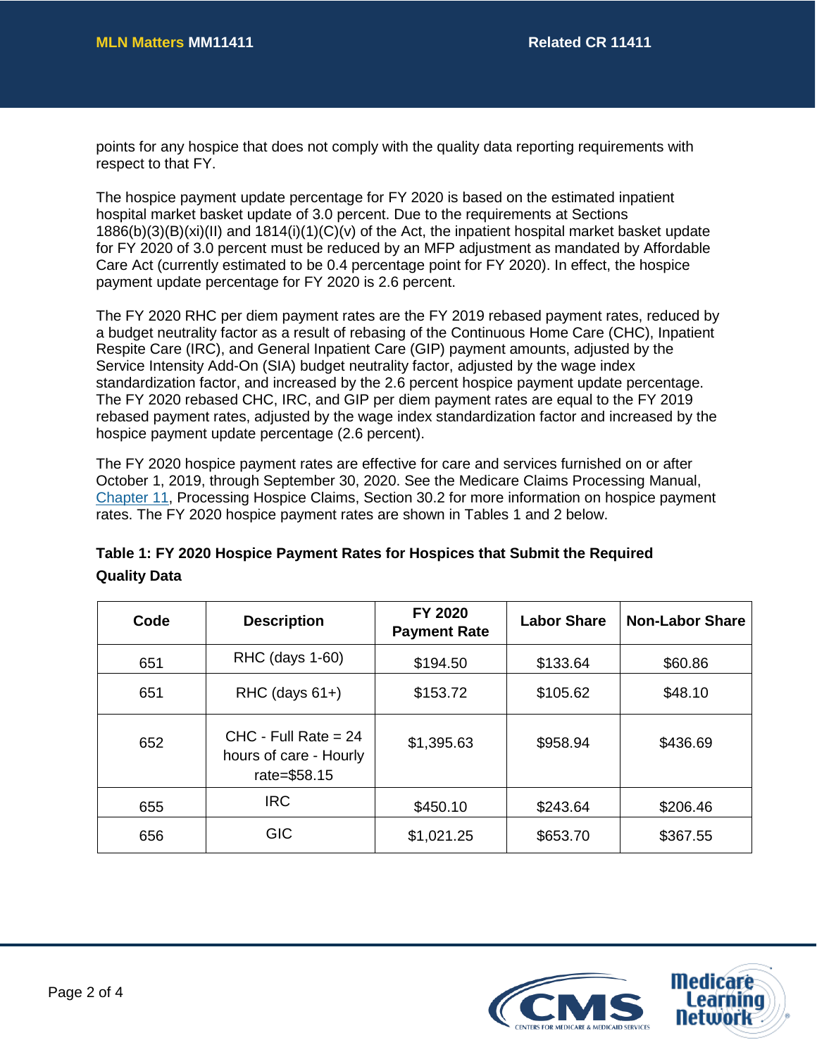points for any hospice that does not comply with the quality data reporting requirements with respect to that FY.

The hospice payment update percentage for FY 2020 is based on the estimated inpatient hospital market basket update of 3.0 percent. Due to the requirements at Sections 1886(b)(3)(B)(xi)(II) and 1814(i)(1)(C)(v) of the Act, the inpatient hospital market basket update for FY 2020 of 3.0 percent must be reduced by an MFP adjustment as mandated by Affordable Care Act (currently estimated to be 0.4 percentage point for FY 2020). In effect, the hospice payment update percentage for FY 2020 is 2.6 percent.

The FY 2020 RHC per diem payment rates are the FY 2019 rebased payment rates, reduced by a budget neutrality factor as a result of rebasing of the Continuous Home Care (CHC), Inpatient Respite Care (IRC), and General Inpatient Care (GIP) payment amounts, adjusted by the Service Intensity Add-On (SIA) budget neutrality factor, adjusted by the wage index standardization factor, and increased by the 2.6 percent hospice payment update percentage. The FY 2020 rebased CHC, IRC, and GIP per diem payment rates are equal to the FY 2019 rebased payment rates, adjusted by the wage index standardization factor and increased by the hospice payment update percentage (2.6 percent).

The FY 2020 hospice payment rates are effective for care and services furnished on or after October 1, 2019, through September 30, 2020. See the Medicare Claims Processing Manual, Chapter 11, Processing Hospice Claims, Section 30.2 for more information on hospice payment rates. The FY 2020 hospice payment rates are shown in Tables 1 and 2 below.

**Table 1: FY 2020 Hospice Payment Rates for Hospices that Submit the Required Quality Data**

| Code | Description | FY 2020 Payment Rate | Labor Share | Non-Labor Share |
|---|---|---|---|---|
| 651 | RHC (days 1-60) | $194.50 | $133.64 | $60.86 |
| 651 | RHC (days 61+) | $153.72 | $105.62 | $48.10 |
| 652 | CHC - Full Rate = 24 hours of care - Hourly rate=$58.15 | $1,395.63 | $958.94 | $436.69 |
| 655 | IRC | $450.10 | $243.64 | $206.46 |
| 656 | GIC | $1,021.25 | $653.70 | $367.55 |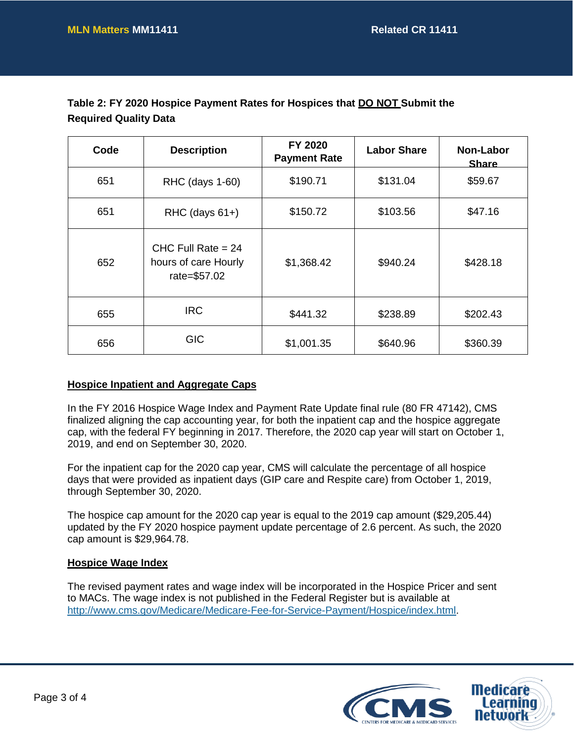**Table 2: FY 2020 Hospice Payment Rates for Hospices that DO NOT Submit the Required Quality Data**

| Code | Description | FY 2020 Payment Rate | Labor Share | Non-Labor Share |
|---|---|---|---|---|
| 651 | RHC (days 1-60) | $190.71 | $131.04 | $59.67 |
| 651 | RHC (days 61+) | $150.72 | $103.56 | $47.16 |
| 652 | CHC Full Rate = 24 hours of care Hourly rate=$57.02 | $1,368.42 | $940.24 | $428.18 |
| 655 | IRC | $441.32 | $238.89 | $202.43 |
| 656 | GIC | $1,001.35 | $640.96 | $360.39 |

## Hospice Inpatient and Aggregate Caps

In the FY 2016 Hospice Wage Index and Payment Rate Update final rule (80 FR 47142), CMS finalized aligning the cap accounting year, for both the inpatient cap and the hospice aggregate cap, with the federal FY beginning in 2017. Therefore, the 2020 cap year will start on October 1, 2019, and end on September 30, 2020.

For the inpatient cap for the 2020 cap year, CMS will calculate the percentage of all hospice days that were provided as inpatient days (GIP care and Respite care) from October 1, 2019, through September 30, 2020.

The hospice cap amount for the 2020 cap year is equal to the 2019 cap amount ($29,205.44) updated by the FY 2020 hospice payment update percentage of 2.6 percent. As such, the 2020 cap amount is $29,964.78.

## Hospice Wage Index

The revised payment rates and wage index will be incorporated in the Hospice Pricer and sent to MACs. The wage index is not published in the Federal Register but is available at http://www.cms.gov/Medicare/Medicare-Fee-for-Service-Payment/Hospice/index.html.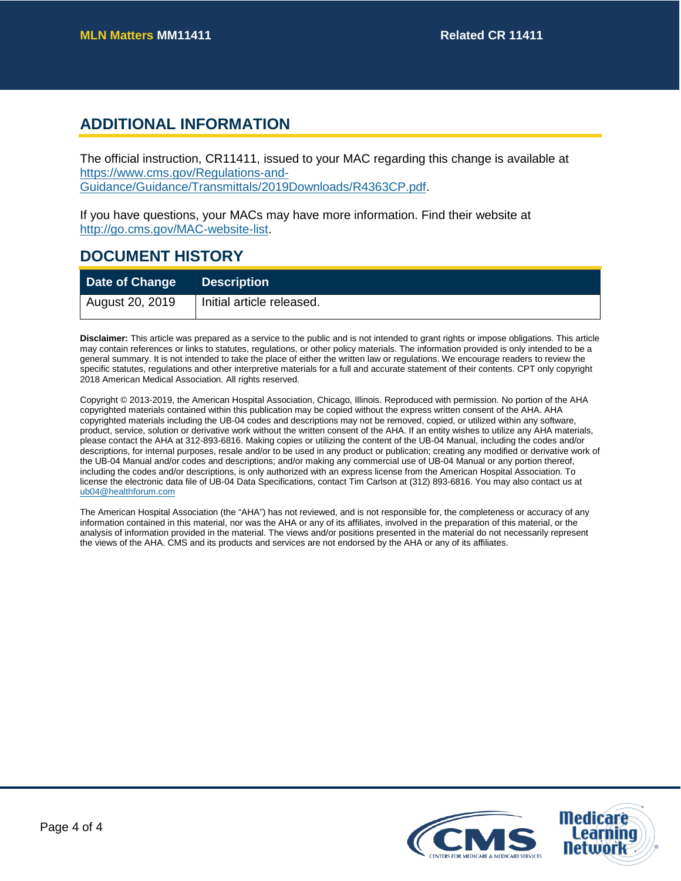## ADDITIONAL INFORMATION

The official instruction, CR11411, issued to your MAC regarding this change is available at https://www.cms.gov/Regulations-and-Guidance/Guidance/Transmittals/2019Downloads/R4363CP.pdf.

If you have questions, your MACs may have more information. Find their website at http://go.cms.gov/MAC-website-list.

## DOCUMENT HISTORY

| Date of Change | Description |
|---|---|
| August 20, 2019 | Initial article released. |

**Disclaimer:** This article was prepared as a service to the public and is not intended to grant rights or impose obligations. This article may contain references or links to statutes, regulations, or other policy materials. The information provided is only intended to be a general summary. It is not intended to take the place of either the written law or regulations. We encourage readers to review the specific statutes, regulations and other interpretive materials for a full and accurate statement of their contents. CPT only copyright 2018 American Medical Association. All rights reserved.

Copyright © 2013-2019, the American Hospital Association, Chicago, Illinois. Reproduced with permission. No portion of the AHA copyrighted materials contained within this publication may be copied without the express written consent of the AHA. AHA copyrighted materials including the UB-04 codes and descriptions may not be removed, copied, or utilized within any software, product, service, solution or derivative work without the written consent of the AHA. If an entity wishes to utilize any AHA materials, please contact the AHA at 312-893-6816. Making copies or utilizing the content of the UB-04 Manual, including the codes and/or descriptions, for internal purposes, resale and/or to be used in any product or publication; creating any modified or derivative work of the UB-04 Manual and/or codes and descriptions; and/or making any commercial use of UB-04 Manual or any portion thereof, including the codes and/or descriptions, is only authorized with an express license from the American Hospital Association. To license the electronic data file of UB-04 Data Specifications, contact Tim Carlson at (312) 893-6816. You may also contact us at ub04@healthforum.com

The American Hospital Association (the "AHA") has not reviewed, and is not responsible for, the completeness or accuracy of any information contained in this material, nor was the AHA or any of its affiliates, involved in the preparation of this material, or the analysis of information provided in the material. The views and/or positions presented in the material do not necessarily represent the views of the AHA. CMS and its products and services are not endorsed by the AHA or any of its affiliates.